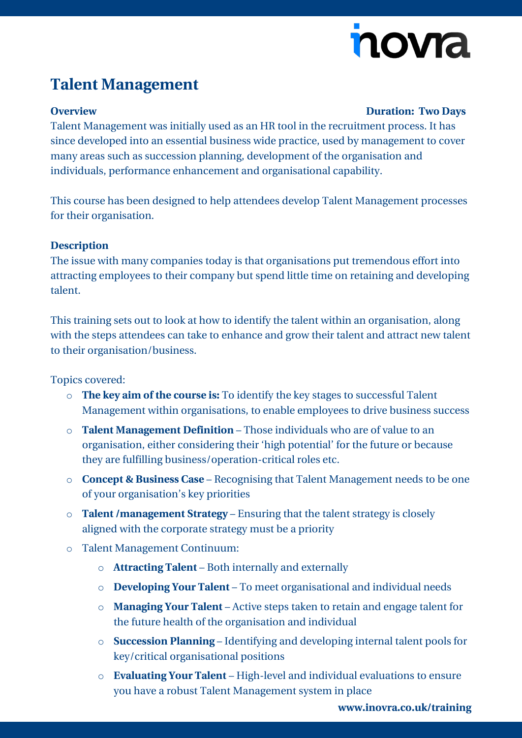# Talent Management

**Overview** **Duration: Two Days**

Talent Management was initially used as an HR tool in the recruitment process. It has since developed into an essential business wide practice, used by management to cover many areas such as succession planning, development of the organisation and individuals, performance enhancement and organisational capability.

This course has been designed to help attendees develop Talent Management processes for their organisation.

**Description**

The issue with many companies today is that organisations put tremendous effort into attracting employees to their company but spend little time on retaining and developing talent.

This training sets out to look at how to identify the talent within an organisation, along with the steps attendees can take to enhance and grow their talent and attract new talent to their organisation/business.

Topics covered:

- **The key aim of the course is:** To identify the key stages to successful Talent Management within organisations, to enable employees to drive business success
- **Talent Management Definition** – Those individuals who are of value to an organisation, either considering their 'high potential' for the future or because they are fulfilling business/operation-critical roles etc.
- **Concept & Business Case** – Recognising that Talent Management needs to be one of your organisation's key priorities
- **Talent /management Strategy** – Ensuring that the talent strategy is closely aligned with the corporate strategy must be a priority
- Talent Management Continuum:
  - **Attracting Talent** – Both internally and externally
  - **Developing Your Talent** – To meet organisational and individual needs
  - **Managing Your Talent** – Active steps taken to retain and engage talent for the future health of the organisation and individual
  - **Succession Planning** – Identifying and developing internal talent pools for key/critical organisational positions
  - **Evaluating Your Talent** – High-level and individual evaluations to ensure you have a robust Talent Management system in place

**www.inovra.co.uk/training**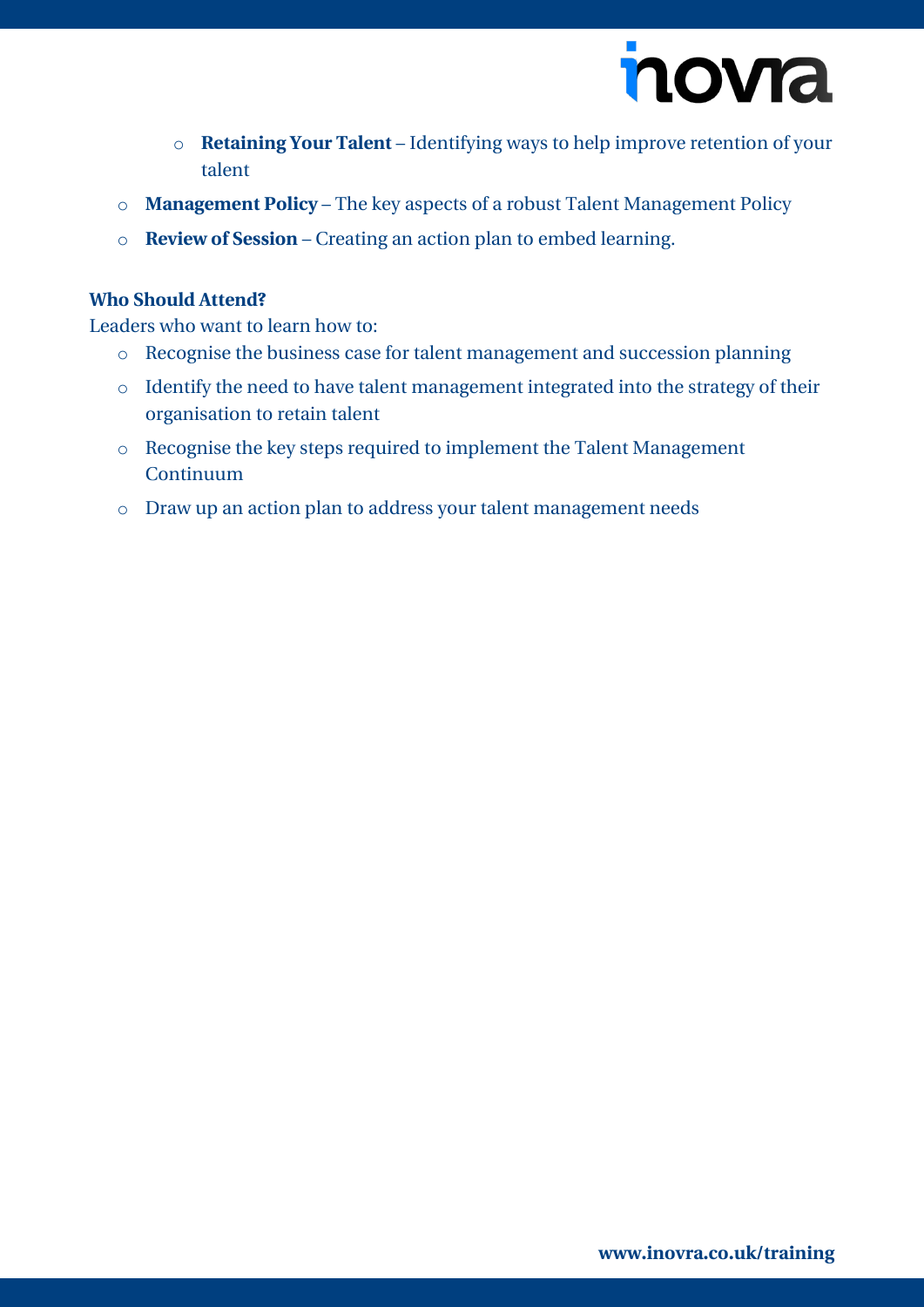- **Retaining Your Talent** – Identifying ways to help improve retention of your talent
- **Management Policy** – The key aspects of a robust Talent Management Policy
- **Review of Session** – Creating an action plan to embed learning.

**Who Should Attend?**

Leaders who want to learn how to:

- Recognise the business case for talent management and succession planning
- Identify the need to have talent management integrated into the strategy of their organisation to retain talent
- Recognise the key steps required to implement the Talent Management Continuum
- Draw up an action plan to address your talent management needs

**www.inovra.co.uk/training**